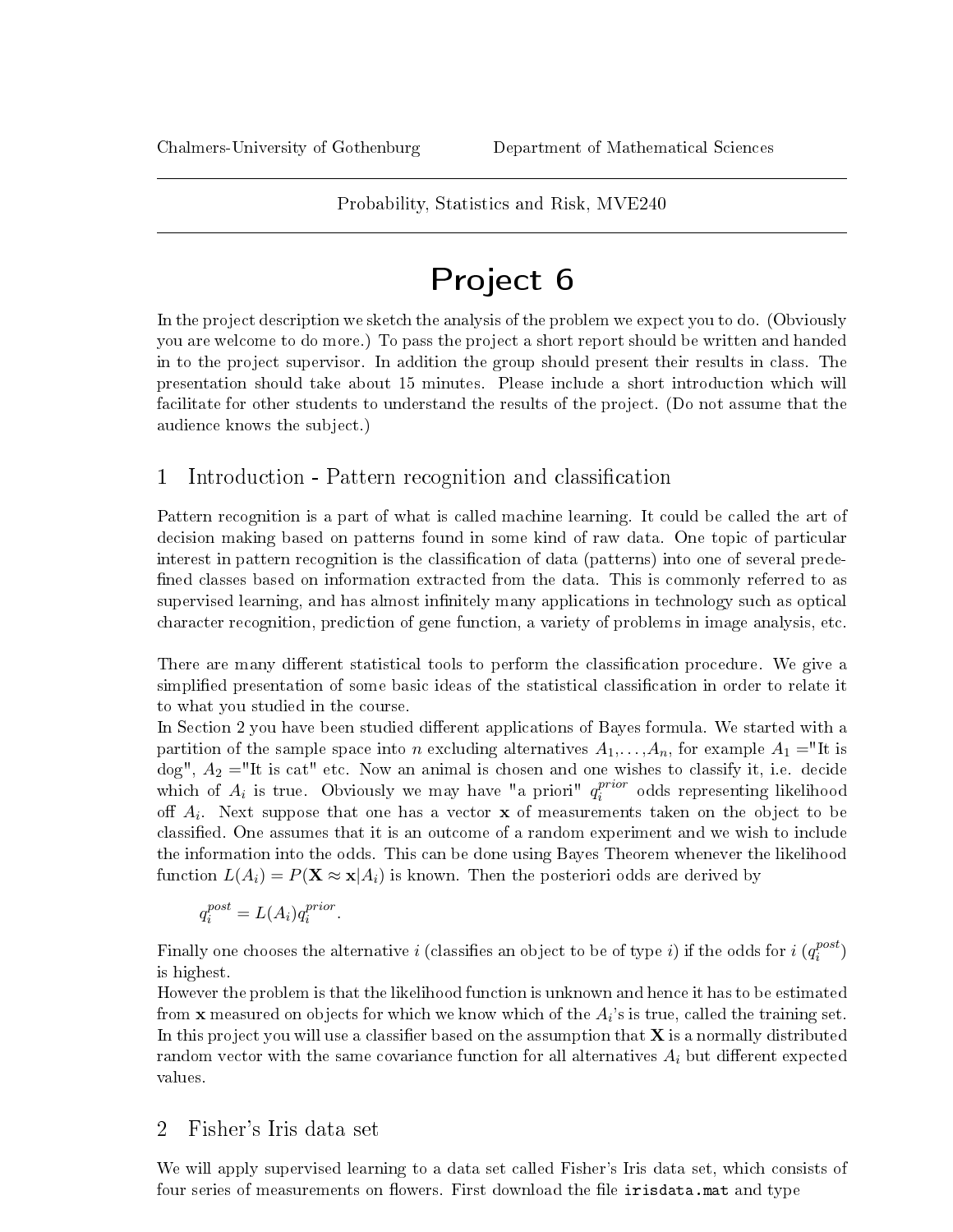Chalmers-University of Gothenburg Department of Mathematical Sciences

Probability, Statistics and Risk, MVE240

# Project 6

In the project description we sketch the analysis of the problem we expect you to do. (Obviously you are welcome to do more.) To pass the project a short report should be written and handed in to the project supervisor. In addition the group should present their results in class. The presentation should take about 15 minutes. Please include a short introduction which will facilitate for other students to understand the results of the project. (Do not assume that the audience knows the subject.)

## 1 Introduction - Pattern recognition and classification

Pattern recognition is a part of what is called machine learning. It could be called the art of decision making based on patterns found in some kind of raw data. One topic of particular interest in pattern recognition is the classification of data (patterns) into one of several predefined classes based on information extracted from the data. This is commonly referred to as supervised learning, and has almost infinitely many applications in technology such as optical character recognition, prediction of gene function, a variety of problems in image analysis, etc.

There are many different statistical tools to perform the classification procedure. We give a simplified presentation of some basic ideas of the statistical classification in order to relate it to what you studied in the course.

In Section 2 you have been studied different applications of Bayes formula. We started with a partition of the sample space into $n$ excluding alternatives $A_1,\dots,A_n$, for example $A_1$ ="It is dog", $A_2$ ="It is cat" etc. Now an animal is chosen and one wishes to classify it, i.e. decide which of $A_i$ is true. Obviously we may have "a priori" $q_i^{prior}$ odds representing likelihood off $A_i$. Next suppose that one has a vector $\mathbf{x}$ of measurements taken on the object to be classified. One assumes that it is an outcome of a random experiment and we wish to include the information into the odds. This can be done using Bayes Theorem whenever the likelihood function $L(A_i) = P(\mathbf{X} \approx \mathbf{x}|A_i)$ is known. Then the posteriori odds are derived by

$$q_i^{post} = L(A_i)q_i^{prior}.$$

Finally one chooses the alternative $i$ (classifies an object to be of type $i$) if the odds for $i$ ($q_i^{post}$) is highest.

However the problem is that the likelihood function is unknown and hence it has to be estimated from $\mathbf{x}$ measured on objects for which we know which of the $A_i$'s is true, called the training set. In this project you will use a classifier based on the assumption that $\mathbf{X}$ is a normally distributed random vector with the same covariance function for all alternatives $A_i$ but different expected values.

## 2 Fisher's Iris data set

We will apply supervised learning to a data set called Fisher's Iris data set, which consists of four series of measurements on flowers. First download the file `irisdata.mat` and type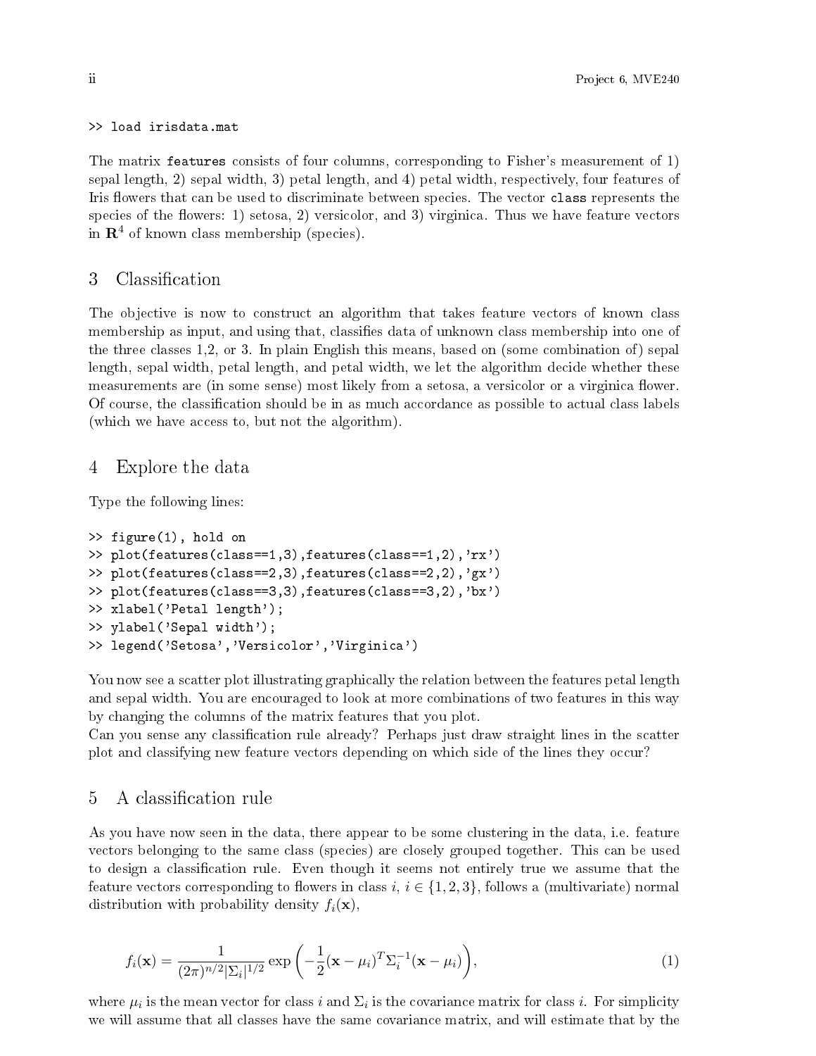```
>> load irisdata.mat
```

The matrix `features` consists of four columns, corresponding to Fisher's measurement of 1) sepal length, 2) sepal width, 3) petal length, and 4) petal width, respectively, four features of Iris flowers that can be used to discriminate between species. The vector `class` represents the species of the flowers: 1) setosa, 2) versicolor, and 3) virginica. Thus we have feature vectors in $\mathbf{R}^4$ of known class membership (species).

## 3 Classification

The objective is now to construct an algorithm that takes feature vectors of known class membership as input, and using that, classifies data of unknown class membership into one of the three classes 1,2, or 3. In plain English this means, based on (some combination of) sepal length, sepal width, petal length, and petal width, we let the algorithm decide whether these measurements are (in some sense) most likely from a setosa, a versicolor or a virginica flower. Of course, the classification should be in as much accordance as possible to actual class labels (which we have access to, but not the algorithm).

## 4 Explore the data

Type the following lines:

```
>> figure(1), hold on
>> plot(features(class==1,3),features(class==1,2),'rx')
>> plot(features(class==2,3),features(class==2,2),'gx')
>> plot(features(class==3,3),features(class==3,2),'bx')
>> xlabel('Petal length');
>> ylabel('Sepal width');
>> legend('Setosa','Versicolor','Virginica')
```

You now see a scatter plot illustrating graphically the relation between the features petal length and sepal width. You are encouraged to look at more combinations of two features in this way by changing the columns of the matrix features that you plot.

Can you sense any classification rule already? Perhaps just draw straight lines in the scatter plot and classifying new feature vectors depending on which side of the lines they occur?

## 5 A classification rule

As you have now seen in the data, there appear to be some clustering in the data, i.e. feature vectors belonging to the same class (species) are closely grouped together. This can be used to design a classification rule. Even though it seems not entirely true we assume that the feature vectors corresponding to flowers in class $i$, $i \in \{1, 2, 3\}$, follows a (multivariate) normal distribution with probability density $f_i(\mathbf{x})$,

$$f_i(\mathbf{x}) = \frac{1}{(2\pi)^{n/2}|\Sigma_i|^{1/2}} \exp\left(-\frac{1}{2}(\mathbf{x}-\mu_i)^T \Sigma_i^{-1}(\mathbf{x}-\mu_i)\right), \tag{1}$$

where $\mu_i$ is the mean vector for class $i$ and $\Sigma_i$ is the covariance matrix for class $i$. For simplicity we will assume that all classes have the same covariance matrix, and will estimate that by the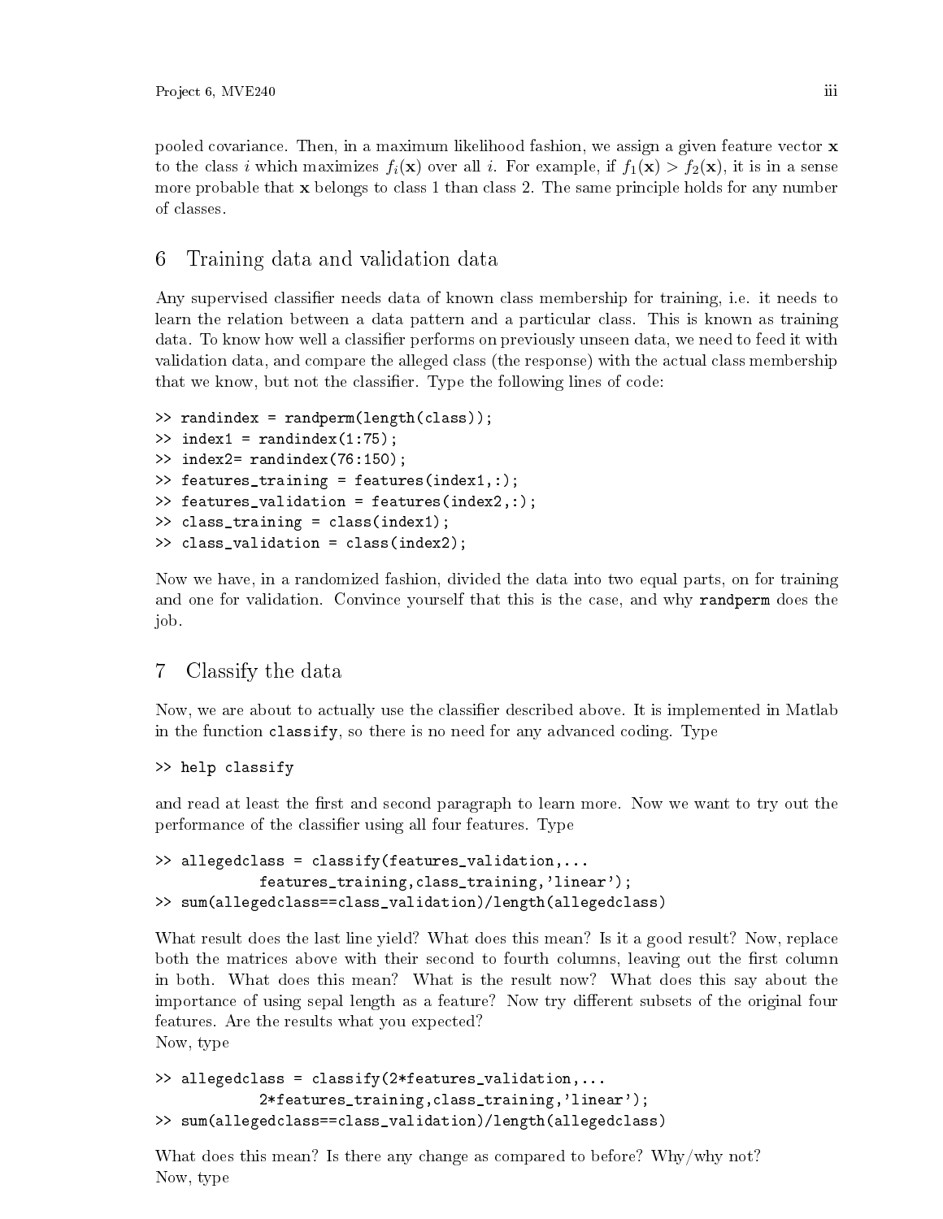pooled covariance. Then, in a maximum likelihood fashion, we assign a given feature vector $\mathbf{x}$ to the class $i$ which maximizes $f_i(\mathbf{x})$ over all $i$. For example, if $f_1(\mathbf{x}) > f_2(\mathbf{x})$, it is in a sense more probable that $\mathbf{x}$ belongs to class 1 than class 2. The same principle holds for any number of classes.

## 6 Training data and validation data

Any supervised classifier needs data of known class membership for training, i.e. it needs to learn the relation between a data pattern and a particular class. This is known as training data. To know how well a classifier performs on previously unseen data, we need to feed it with validation data, and compare the alleged class (the response) with the actual class membership that we know, but not the classifier. Type the following lines of code:

```
>> randindex = randperm(length(class));
>> index1 = randindex(1:75);
>> index2= randindex(76:150);
>> features_training = features(index1,:);
>> features_validation = features(index2,:);
>> class_training = class(index1);
>> class_validation = class(index2);
```

Now we have, in a randomized fashion, divided the data into two equal parts, on for training and one for validation. Convince yourself that this is the case, and why `randperm` does the job.

## 7 Classify the data

Now, we are about to actually use the classifier described above. It is implemented in Matlab in the function `classify`, so there is no need for any advanced coding. Type

```
>> help classify
```

and read at least the first and second paragraph to learn more. Now we want to try out the performance of the classifier using all four features. Type

```
>> allegedclass = classify(features_validation,...
            features_training,class_training,'linear');
>> sum(allegedclass==class_validation)/length(allegedclass)
```

What result does the last line yield? What does this mean? Is it a good result? Now, replace both the matrices above with their second to fourth columns, leaving out the first column in both. What does this mean? What is the result now? What does this say about the importance of using sepal length as a feature? Now try different subsets of the original four features. Are the results what you expected?
Now, type

```
>> allegedclass = classify(2*features_validation,...
            2*features_training,class_training,'linear');
>> sum(allegedclass==class_validation)/length(allegedclass)
```

What does this mean? Is there any change as compared to before? Why/why not?
Now, type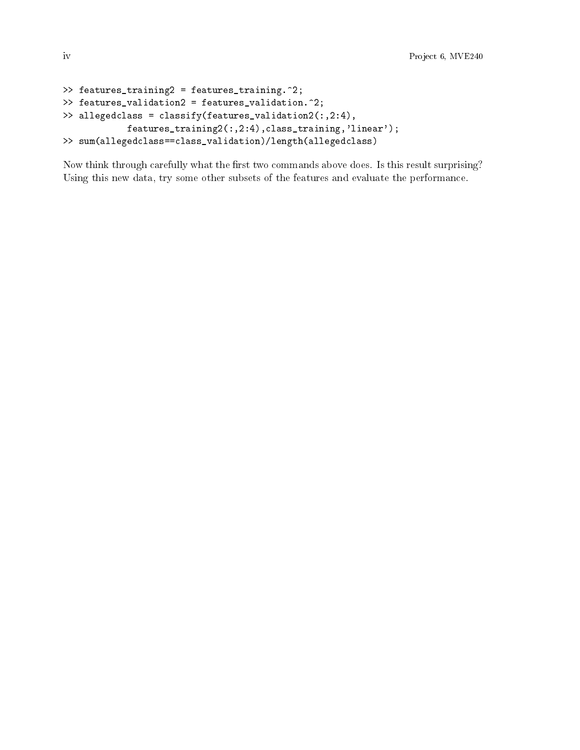```
>> features_training2 = features_training.^2;
>> features_validation2 = features_validation.^2;
>> allegedclass = classify(features_validation2(:,2:4),
            features_training2(:,2:4),class_training,'linear');
>> sum(allegedclass==class_validation)/length(allegedclass)
```

Now think through carefully what the first two commands above does. Is this result surprising? Using this new data, try some other subsets of the features and evaluate the performance.